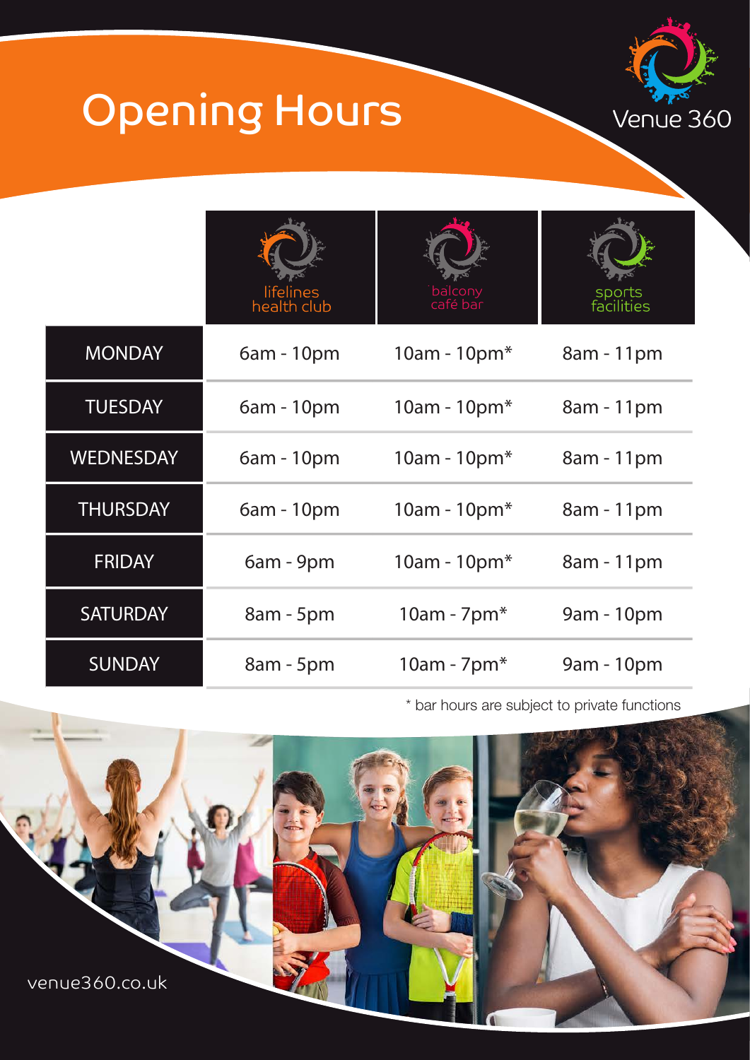# Opening Hours

Venue 360

| | lifelines health club | balcony café bar | sports facilities |
|---|---|---|---|
| MONDAY | 6am - 10pm | 10am - 10pm* | 8am - 11pm |
| TUESDAY | 6am - 10pm | 10am - 10pm* | 8am - 11pm |
| WEDNESDAY | 6am - 10pm | 10am - 10pm* | 8am - 11pm |
| THURSDAY | 6am - 10pm | 10am - 10pm* | 8am - 11pm |
| FRIDAY | 6am - 9pm | 10am - 10pm* | 8am - 11pm |
| SATURDAY | 8am - 5pm | 10am - 7pm* | 9am - 10pm |
| SUNDAY | 8am - 5pm | 10am - 7pm* | 9am - 10pm |

* bar hours are subject to private functions

venue360.co.uk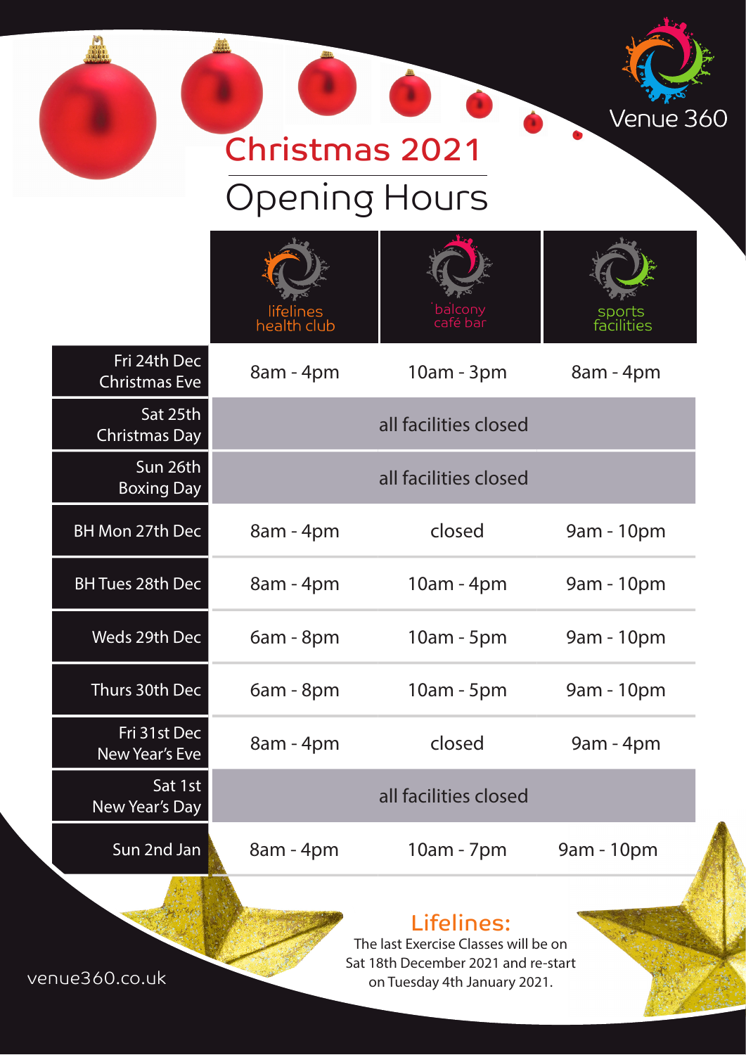Venue 360

# Christmas 2021

## Opening Hours

| | lifelines health club | balcony café bar | sports facilities |
|---|---|---|---|
| Fri 24th Dec Christmas Eve | 8am - 4pm | 10am - 3pm | 8am - 4pm |
| Sat 25th Christmas Day | all facilities closed | | |
| Sun 26th Boxing Day | all facilities closed | | |
| BH Mon 27th Dec | 8am - 4pm | closed | 9am - 10pm |
| BH Tues 28th Dec | 8am - 4pm | 10am - 4pm | 9am - 10pm |
| Weds 29th Dec | 6am - 8pm | 10am - 5pm | 9am - 10pm |
| Thurs 30th Dec | 6am - 8pm | 10am - 5pm | 9am - 10pm |
| Fri 31st Dec New Year's Eve | 8am - 4pm | closed | 9am - 4pm |
| Sat 1st New Year's Day | all facilities closed | | |
| Sun 2nd Jan | 8am - 4pm | 10am - 7pm | 9am - 10pm |

### Lifelines:

The last Exercise Classes will be on Sat 18th December 2021 and re-start on Tuesday 4th January 2021.

venue360.co.uk